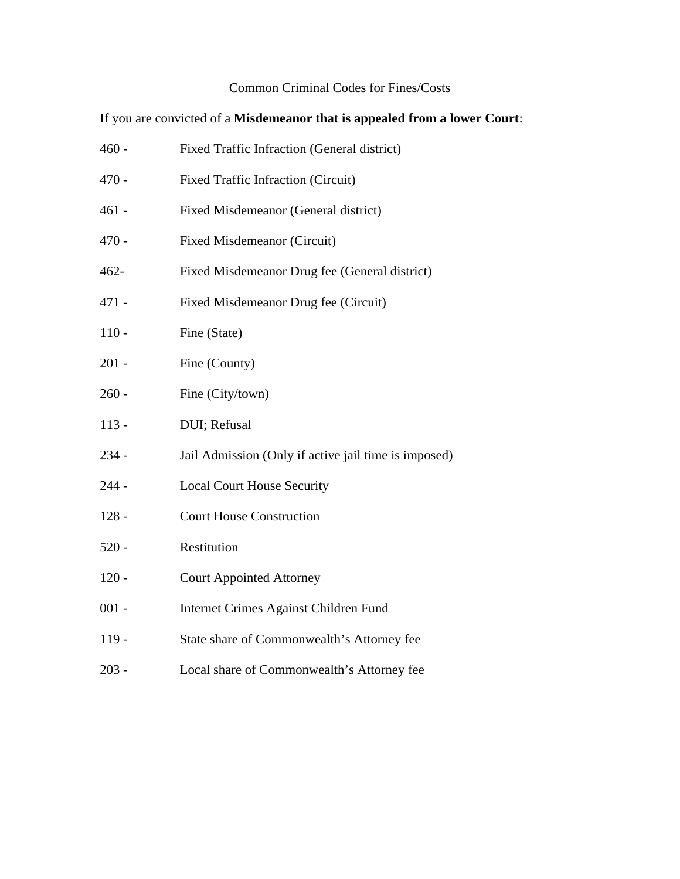Common Criminal Codes for Fines/Costs

If you are convicted of a **Misdemeanor that is appealed from a lower Court**:

460 - Fixed Traffic Infraction (General district)

470 - Fixed Traffic Infraction (Circuit)

461 - Fixed Misdemeanor (General district)

470 - Fixed Misdemeanor (Circuit)

462- Fixed Misdemeanor Drug fee (General district)

471 - Fixed Misdemeanor Drug fee (Circuit)

110 - Fine (State)

201 - Fine (County)

260 - Fine (City/town)

113 - DUI; Refusal

234 - Jail Admission (Only if active jail time is imposed)

244 - Local Court House Security

128 - Court House Construction

520 - Restitution

120 - Court Appointed Attorney

001 - Internet Crimes Against Children Fund

119 - State share of Commonwealth's Attorney fee

203 - Local share of Commonwealth's Attorney fee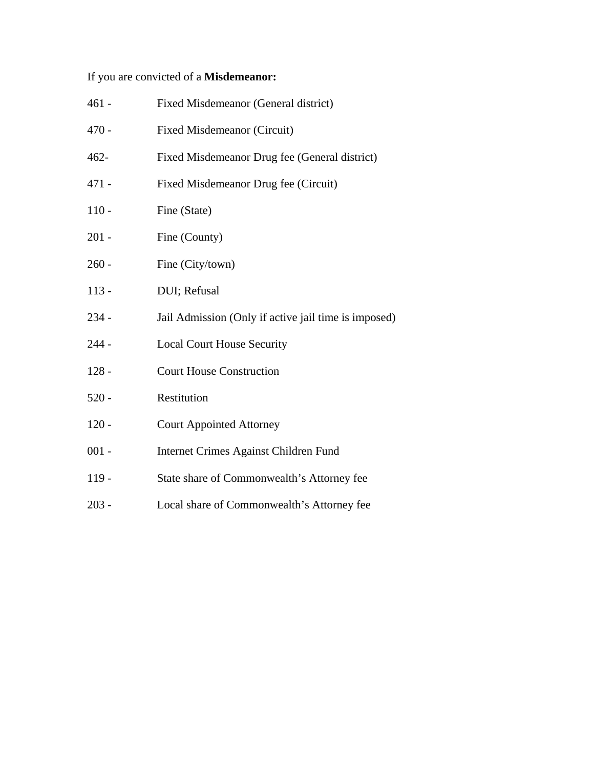If you are convicted of a **Misdemeanor:**

461 - Fixed Misdemeanor (General district)

470 - Fixed Misdemeanor (Circuit)

462- Fixed Misdemeanor Drug fee (General district)

471 - Fixed Misdemeanor Drug fee (Circuit)

110 - Fine (State)

201 - Fine (County)

260 - Fine (City/town)

113 - DUI; Refusal

234 - Jail Admission (Only if active jail time is imposed)

244 - Local Court House Security

128 - Court House Construction

520 - Restitution

120 - Court Appointed Attorney

001 - Internet Crimes Against Children Fund

119 - State share of Commonwealth's Attorney fee

203 - Local share of Commonwealth's Attorney fee